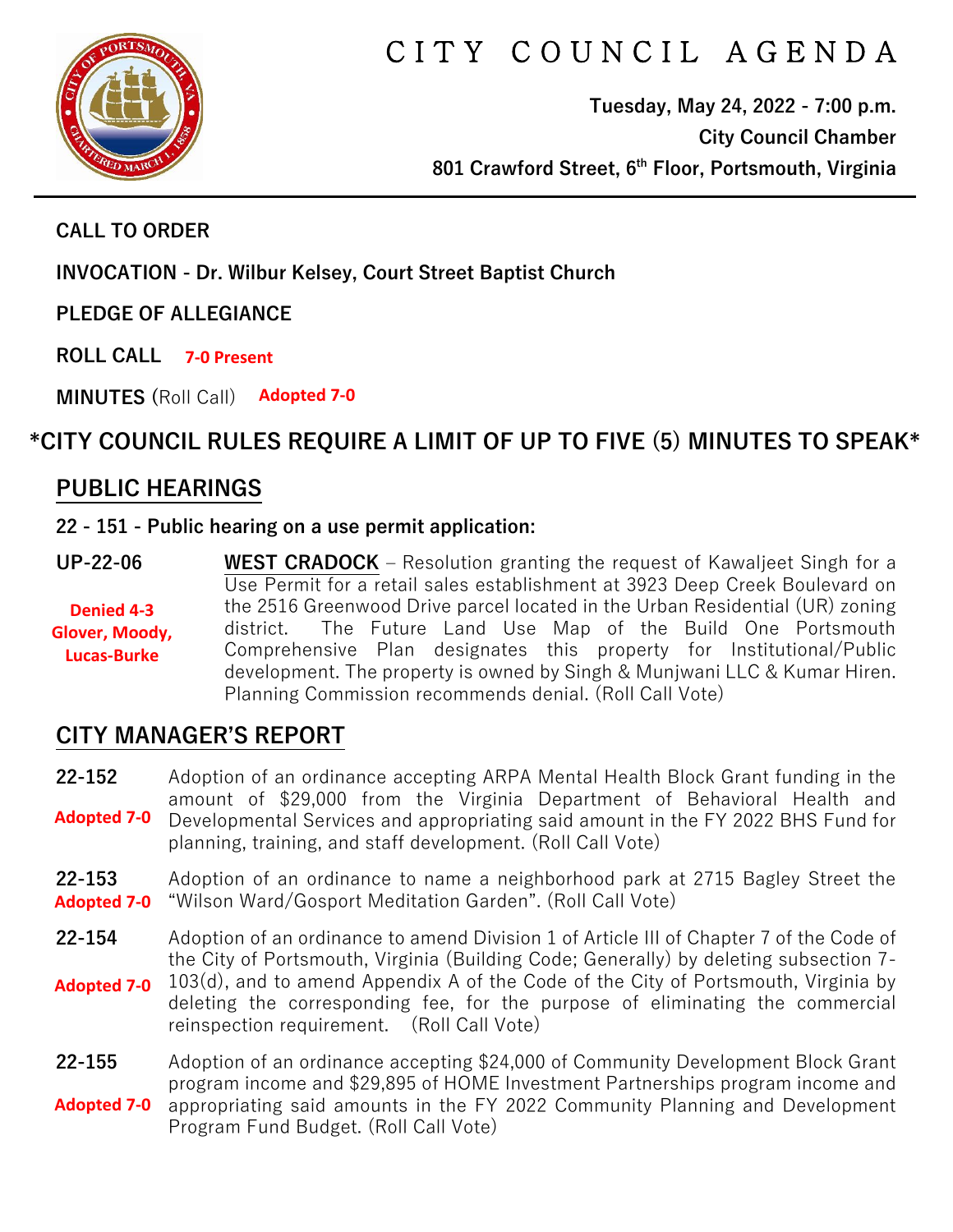# CITY COUNCIL AGENDA

**Tuesday, May 24, 2022 - 7:00 p.m.**
**City Council Chamber**
**801 Crawford Street, 6th Floor, Portsmouth, Virginia**

**CALL TO ORDER**

**INVOCATION - Dr. Wilbur Kelsey, Court Street Baptist Church**

**PLEDGE OF ALLEGIANCE**

**ROLL CALL** **7-0 Present**

**MINUTES** (Roll Call) **Adopted 7-0**

## *CITY COUNCIL RULES REQUIRE A LIMIT OF UP TO FIVE (5) MINUTES TO SPEAK*

## PUBLIC HEARINGS

**22 - 151 - Public hearing on a use permit application:**

**UP-22-06** — **Denied 4-3 Glover, Moody, Lucas-Burke**

**WEST CRADOCK** – Resolution granting the request of Kawaljeet Singh for a Use Permit for a retail sales establishment at 3923 Deep Creek Boulevard on the 2516 Greenwood Drive parcel located in the Urban Residential (UR) zoning district. The Future Land Use Map of the Build One Portsmouth Comprehensive Plan designates this property for Institutional/Public development. The property is owned by Singh & Munjwani LLC & Kumar Hiren. Planning Commission recommends denial. (Roll Call Vote)

## CITY MANAGER'S REPORT

**22-152** — **Adopted 7-0**
Adoption of an ordinance accepting ARPA Mental Health Block Grant funding in the amount of $29,000 from the Virginia Department of Behavioral Health and Developmental Services and appropriating said amount in the FY 2022 BHS Fund for planning, training, and staff development. (Roll Call Vote)

**22-153** — **Adopted 7-0**
Adoption of an ordinance to name a neighborhood park at 2715 Bagley Street the "Wilson Ward/Gosport Meditation Garden". (Roll Call Vote)

**22-154** — **Adopted 7-0**
Adoption of an ordinance to amend Division 1 of Article III of Chapter 7 of the Code of the City of Portsmouth, Virginia (Building Code; Generally) by deleting subsection 7-103(d), and to amend Appendix A of the Code of the City of Portsmouth, Virginia by deleting the corresponding fee, for the purpose of eliminating the commercial reinspection requirement. (Roll Call Vote)

**22-155** — **Adopted 7-0**
Adoption of an ordinance accepting $24,000 of Community Development Block Grant program income and $29,895 of HOME Investment Partnerships program income and appropriating said amounts in the FY 2022 Community Planning and Development Program Fund Budget. (Roll Call Vote)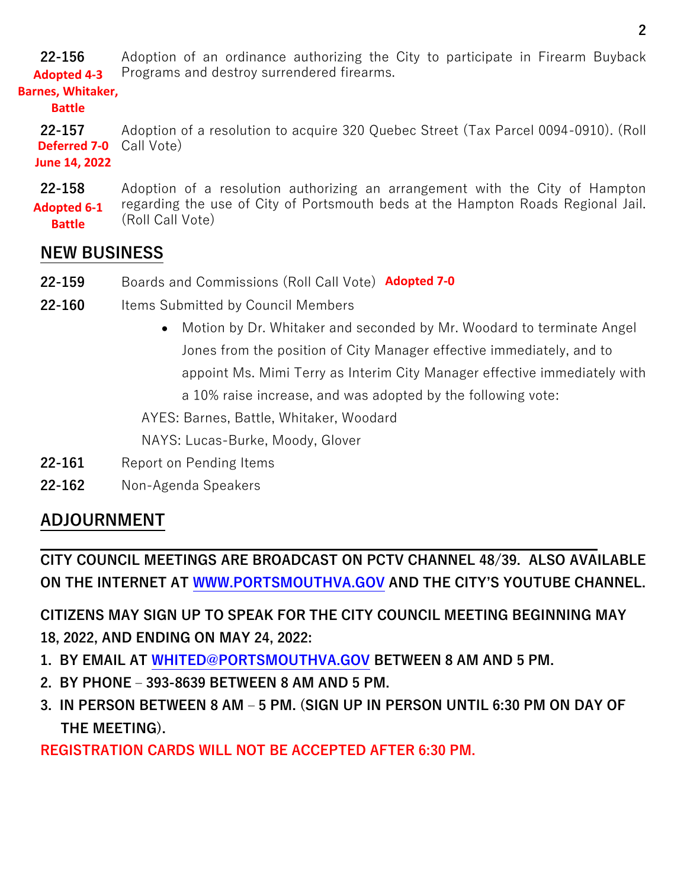**22-156** Adoption of an ordinance authorizing the City to participate in Firearm Buyback Programs and destroy surrendered firearms.
**Adopted 4-3**
**Barnes, Whitaker, Battle**

**22-157** Adoption of a resolution to acquire 320 Quebec Street (Tax Parcel 0094-0910). (Roll Call Vote)
**Deferred 7-0**
**June 14, 2022**

**22-158** Adoption of a resolution authorizing an arrangement with the City of Hampton regarding the use of City of Portsmouth beds at the Hampton Roads Regional Jail. (Roll Call Vote)
**Adopted 6-1**
**Battle**

## NEW BUSINESS

**22-159** Boards and Commissions (Roll Call Vote) **Adopted 7-0**

**22-160** Items Submitted by Council Members

- Motion by Dr. Whitaker and seconded by Mr. Woodard to terminate Angel Jones from the position of City Manager effective immediately, and to appoint Ms. Mimi Terry as Interim City Manager effective immediately with a 10% raise increase, and was adopted by the following vote:

AYES: Barnes, Battle, Whitaker, Woodard

NAYS: Lucas-Burke, Moody, Glover

**22-161** Report on Pending Items

**22-162** Non-Agenda Speakers

## ADJOURNMENT

---

**CITY COUNCIL MEETINGS ARE BROADCAST ON PCTV CHANNEL 48/39. ALSO AVAILABLE ON THE INTERNET AT WWW.PORTSMOUTHVA.GOV AND THE CITY'S YOUTUBE CHANNEL.**

**CITIZENS MAY SIGN UP TO SPEAK FOR THE CITY COUNCIL MEETING BEGINNING MAY 18, 2022, AND ENDING ON MAY 24, 2022:**

1. **BY EMAIL AT WHITED@PORTSMOUTHVA.GOV BETWEEN 8 AM AND 5 PM.**
2. **BY PHONE – 393-8639 BETWEEN 8 AM AND 5 PM.**
3. **IN PERSON BETWEEN 8 AM – 5 PM. (SIGN UP IN PERSON UNTIL 6:30 PM ON DAY OF THE MEETING).**

**REGISTRATION CARDS WILL NOT BE ACCEPTED AFTER 6:30 PM.**